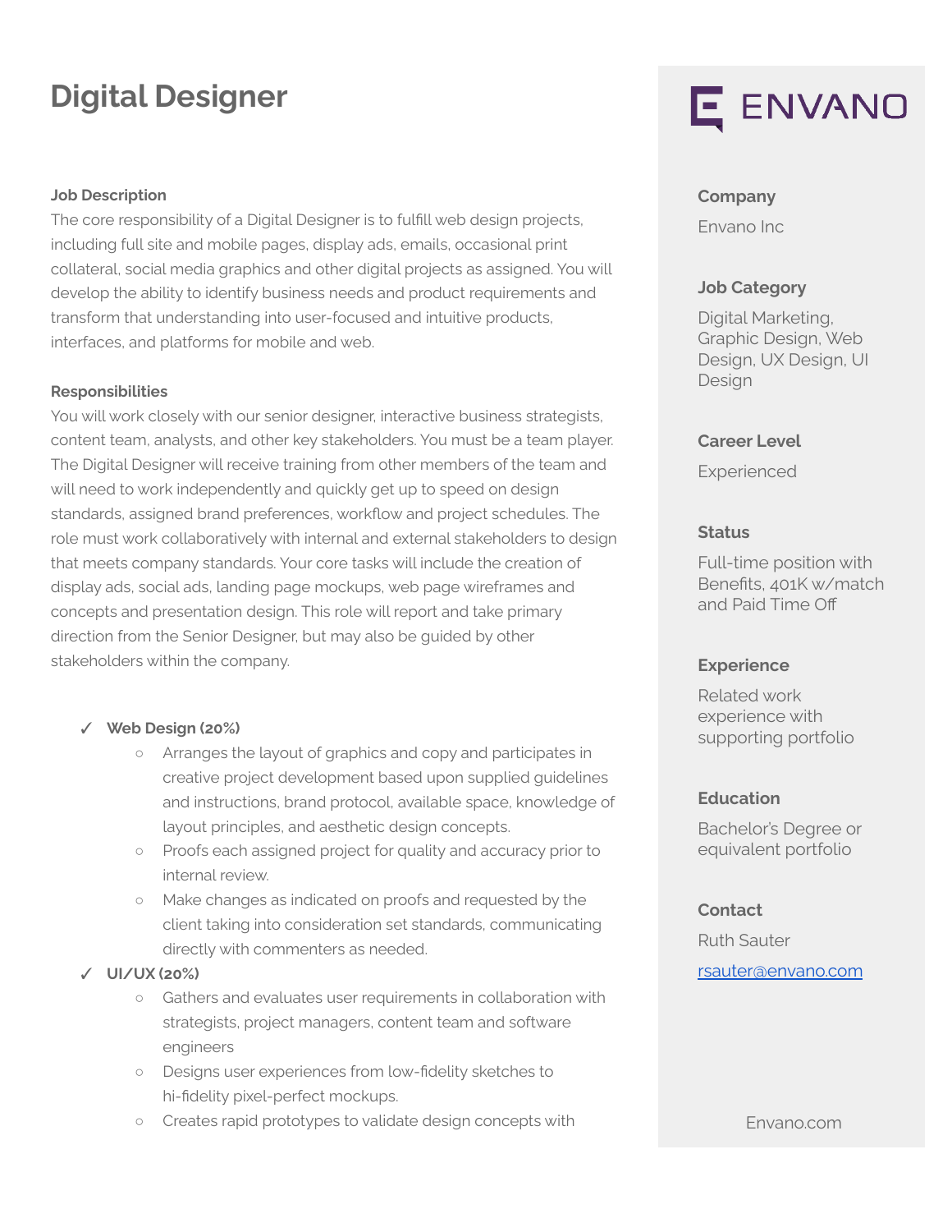# Digital Designer

**Job Description**

The core responsibility of a Digital Designer is to fulfill web design projects, including full site and mobile pages, display ads, emails, occasional print collateral, social media graphics and other digital projects as assigned. You will develop the ability to identify business needs and product requirements and transform that understanding into user-focused and intuitive products, interfaces, and platforms for mobile and web.

**Responsibilities**

You will work closely with our senior designer, interactive business strategists, content team, analysts, and other key stakeholders. You must be a team player. The Digital Designer will receive training from other members of the team and will need to work independently and quickly get up to speed on design standards, assigned brand preferences, workflow and project schedules. The role must work collaboratively with internal and external stakeholders to design that meets company standards. Your core tasks will include the creation of display ads, social ads, landing page mockups, web page wireframes and concepts and presentation design. This role will report and take primary direction from the Senior Designer, but may also be guided by other stakeholders within the company.

- ✓ **Web Design (20%)**
  - Arranges the layout of graphics and copy and participates in creative project development based upon supplied guidelines and instructions, brand protocol, available space, knowledge of layout principles, and aesthetic design concepts.
  - Proofs each assigned project for quality and accuracy prior to internal review.
  - Make changes as indicated on proofs and requested by the client taking into consideration set standards, communicating directly with commenters as needed.
- ✓ **UI/UX (20%)**
  - Gathers and evaluates user requirements in collaboration with strategists, project managers, content team and software engineers
  - Designs user experiences from low-fidelity sketches to hi-fidelity pixel-perfect mockups.
  - Creates rapid prototypes to validate design concepts with

ENVANO

**Company**

Envano Inc

**Job Category**

Digital Marketing, Graphic Design, Web Design, UX Design, UI Design

**Career Level**

Experienced

**Status**

Full-time position with Benefits, 401K w/match and Paid Time Off

**Experience**

Related work experience with supporting portfolio

**Education**

Bachelor's Degree or equivalent portfolio

**Contact**

Ruth Sauter

rsauter@envano.com

Envano.com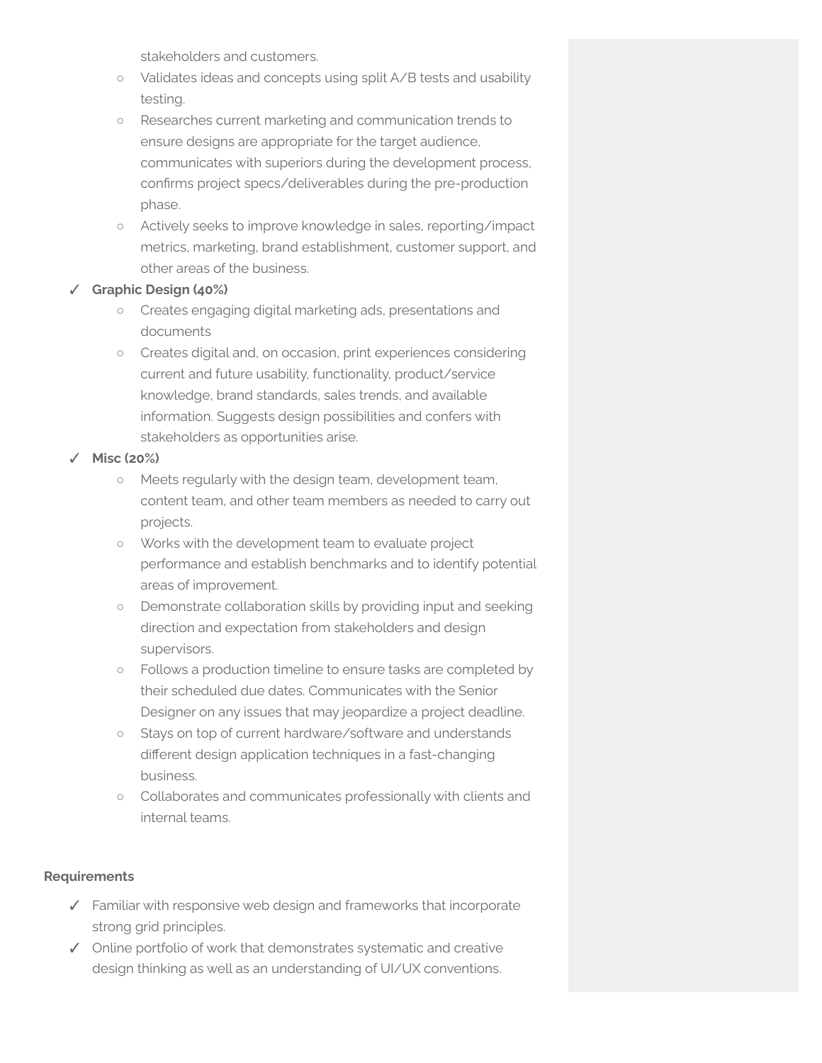stakeholders and customers.

   - Validates ideas and concepts using split A/B tests and usability testing.
   - Researches current marketing and communication trends to ensure designs are appropriate for the target audience, communicates with superiors during the development process, confirms project specs/deliverables during the pre-production phase.
   - Actively seeks to improve knowledge in sales, reporting/impact metrics, marketing, brand establishment, customer support, and other areas of the business.

- ✓ **Graphic Design (40%)**
   - Creates engaging digital marketing ads, presentations and documents
   - Creates digital and, on occasion, print experiences considering current and future usability, functionality, product/service knowledge, brand standards, sales trends, and available information. Suggests design possibilities and confers with stakeholders as opportunities arise.
- ✓ **Misc (20%)**
   - Meets regularly with the design team, development team, content team, and other team members as needed to carry out projects.
   - Works with the development team to evaluate project performance and establish benchmarks and to identify potential areas of improvement.
   - Demonstrate collaboration skills by providing input and seeking direction and expectation from stakeholders and design supervisors.
   - Follows a production timeline to ensure tasks are completed by their scheduled due dates. Communicates with the Senior Designer on any issues that may jeopardize a project deadline.
   - Stays on top of current hardware/software and understands different design application techniques in a fast-changing business.
   - Collaborates and communicates professionally with clients and internal teams.

**Requirements**

- ✓ Familiar with responsive web design and frameworks that incorporate strong grid principles.
- ✓ Online portfolio of work that demonstrates systematic and creative design thinking as well as an understanding of UI/UX conventions.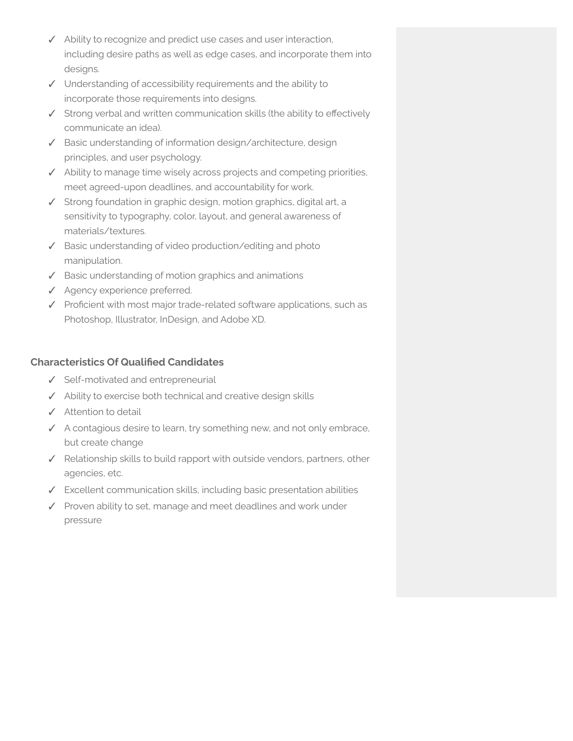- ✓ Ability to recognize and predict use cases and user interaction, including desire paths as well as edge cases, and incorporate them into designs.
- ✓ Understanding of accessibility requirements and the ability to incorporate those requirements into designs.
- ✓ Strong verbal and written communication skills (the ability to effectively communicate an idea).
- ✓ Basic understanding of information design/architecture, design principles, and user psychology.
- ✓ Ability to manage time wisely across projects and competing priorities, meet agreed-upon deadlines, and accountability for work.
- ✓ Strong foundation in graphic design, motion graphics, digital art, a sensitivity to typography, color, layout, and general awareness of materials/textures.
- ✓ Basic understanding of video production/editing and photo manipulation.
- ✓ Basic understanding of motion graphics and animations
- ✓ Agency experience preferred.
- ✓ Proficient with most major trade-related software applications, such as Photoshop, Illustrator, InDesign, and Adobe XD.

### Characteristics Of Qualified Candidates

- ✓ Self-motivated and entrepreneurial
- ✓ Ability to exercise both technical and creative design skills
- ✓ Attention to detail
- ✓ A contagious desire to learn, try something new, and not only embrace, but create change
- ✓ Relationship skills to build rapport with outside vendors, partners, other agencies, etc.
- ✓ Excellent communication skills, including basic presentation abilities
- ✓ Proven ability to set, manage and meet deadlines and work under pressure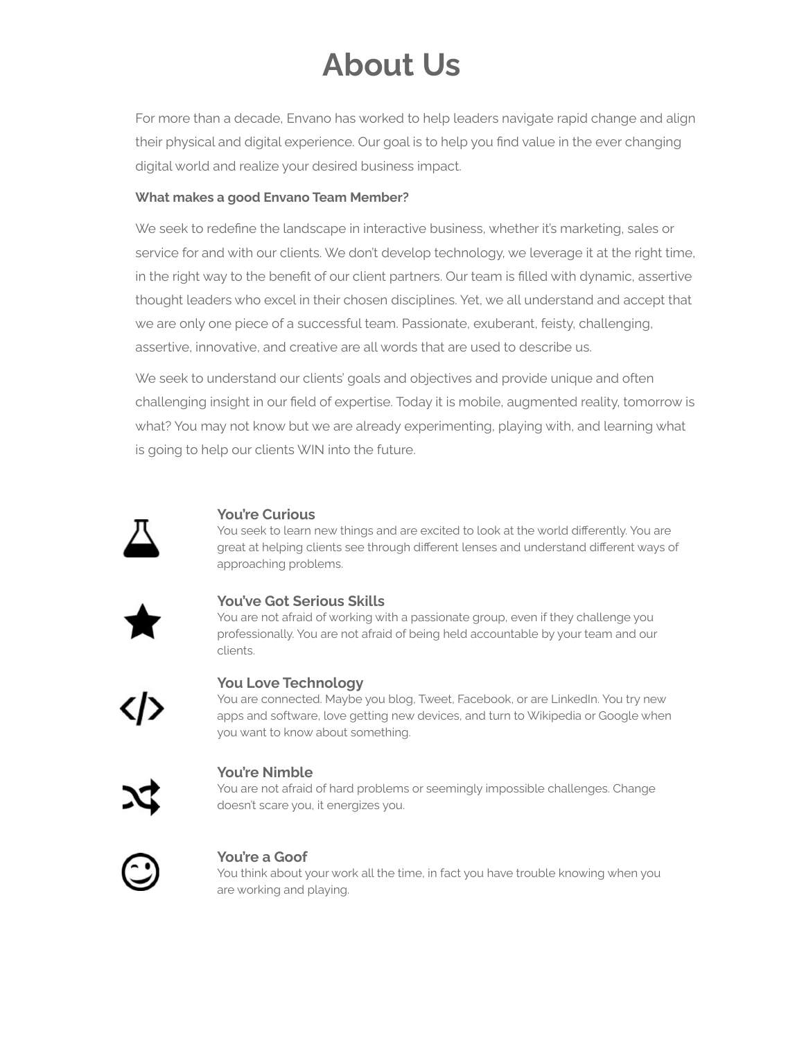# About Us

For more than a decade, Envano has worked to help leaders navigate rapid change and align their physical and digital experience. Our goal is to help you find value in the ever changing digital world and realize your desired business impact.

**What makes a good Envano Team Member?**

We seek to redefine the landscape in interactive business, whether it's marketing, sales or service for and with our clients. We don't develop technology, we leverage it at the right time, in the right way to the benefit of our client partners. Our team is filled with dynamic, assertive thought leaders who excel in their chosen disciplines. Yet, we all understand and accept that we are only one piece of a successful team. Passionate, exuberant, feisty, challenging, assertive, innovative, and creative are all words that are used to describe us.

We seek to understand our clients' goals and objectives and provide unique and often challenging insight in our field of expertise. Today it is mobile, augmented reality, tomorrow is what? You may not know but we are already experimenting, playing with, and learning what is going to help our clients WIN into the future.

### You're Curious

You seek to learn new things and are excited to look at the world differently. You are great at helping clients see through different lenses and understand different ways of approaching problems.

### You've Got Serious Skills

You are not afraid of working with a passionate group, even if they challenge you professionally. You are not afraid of being held accountable by your team and our clients.

### You Love Technology

You are connected. Maybe you blog, Tweet, Facebook, or are LinkedIn. You try new apps and software, love getting new devices, and turn to Wikipedia or Google when you want to know about something.

### You're Nimble

You are not afraid of hard problems or seemingly impossible challenges. Change doesn't scare you, it energizes you.

### You're a Goof

You think about your work all the time, in fact you have trouble knowing when you are working and playing.